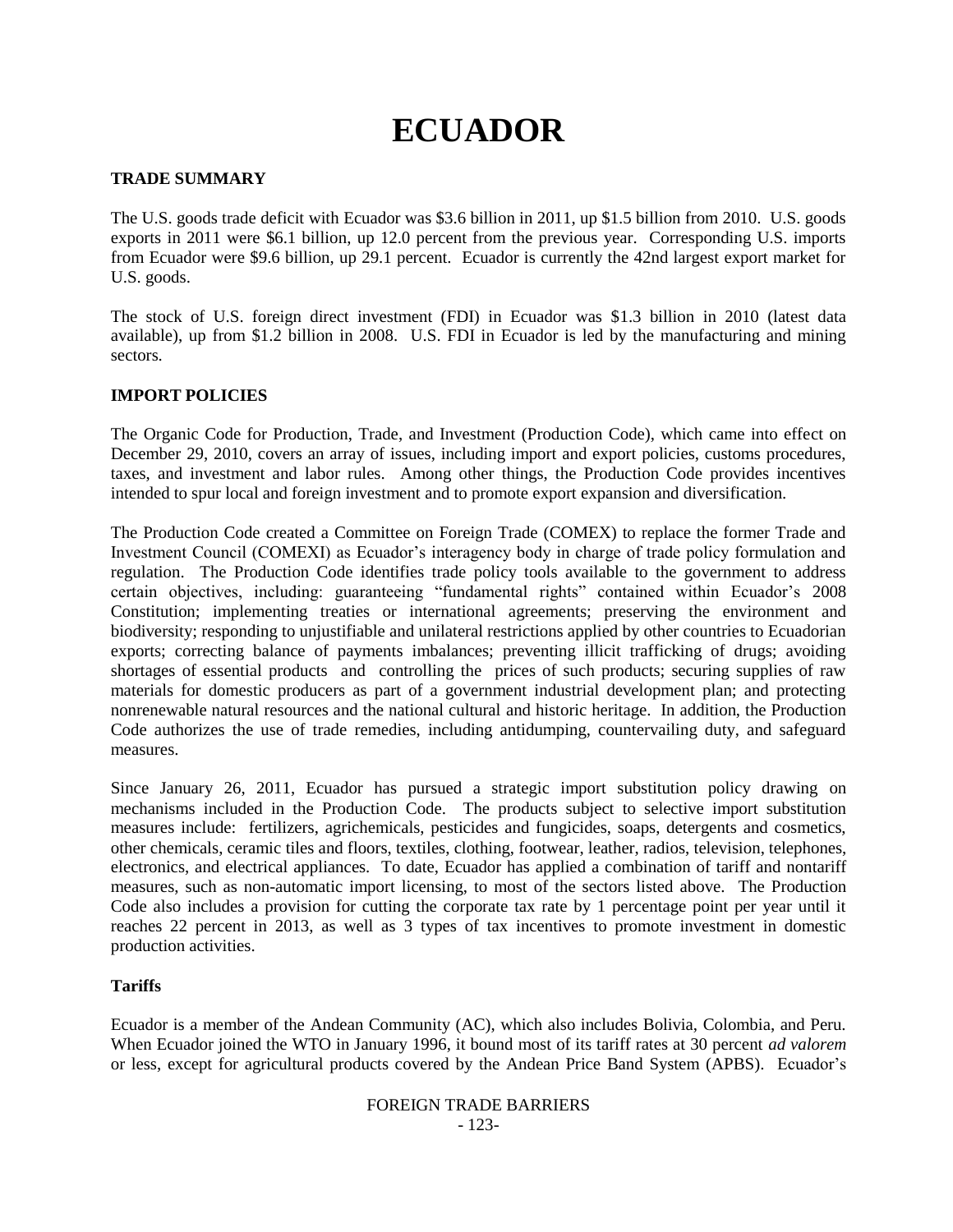# ECUADOR

## TRADE SUMMARY

The U.S. goods trade deficit with Ecuador was $3.6 billion in 2011, up $1.5 billion from 2010. U.S. goods exports in 2011 were $6.1 billion, up 12.0 percent from the previous year. Corresponding U.S. imports from Ecuador were $9.6 billion, up 29.1 percent. Ecuador is currently the 42nd largest export market for U.S. goods.

The stock of U.S. foreign direct investment (FDI) in Ecuador was $1.3 billion in 2010 (latest data available), up from $1.2 billion in 2008. U.S. FDI in Ecuador is led by the manufacturing and mining sectors.

## IMPORT POLICIES

The Organic Code for Production, Trade, and Investment (Production Code), which came into effect on December 29, 2010, covers an array of issues, including import and export policies, customs procedures, taxes, and investment and labor rules. Among other things, the Production Code provides incentives intended to spur local and foreign investment and to promote export expansion and diversification.

The Production Code created a Committee on Foreign Trade (COMEX) to replace the former Trade and Investment Council (COMEXI) as Ecuador's interagency body in charge of trade policy formulation and regulation. The Production Code identifies trade policy tools available to the government to address certain objectives, including: guaranteeing "fundamental rights" contained within Ecuador's 2008 Constitution; implementing treaties or international agreements; preserving the environment and biodiversity; responding to unjustifiable and unilateral restrictions applied by other countries to Ecuadorian exports; correcting balance of payments imbalances; preventing illicit trafficking of drugs; avoiding shortages of essential products and controlling the prices of such products; securing supplies of raw materials for domestic producers as part of a government industrial development plan; and protecting nonrenewable natural resources and the national cultural and historic heritage. In addition, the Production Code authorizes the use of trade remedies, including antidumping, countervailing duty, and safeguard measures.

Since January 26, 2011, Ecuador has pursued a strategic import substitution policy drawing on mechanisms included in the Production Code. The products subject to selective import substitution measures include: fertilizers, agrichemicals, pesticides and fungicides, soaps, detergents and cosmetics, other chemicals, ceramic tiles and floors, textiles, clothing, footwear, leather, radios, television, telephones, electronics, and electrical appliances. To date, Ecuador has applied a combination of tariff and nontariff measures, such as non-automatic import licensing, to most of the sectors listed above. The Production Code also includes a provision for cutting the corporate tax rate by 1 percentage point per year until it reaches 22 percent in 2013, as well as 3 types of tax incentives to promote investment in domestic production activities.

### Tariffs

Ecuador is a member of the Andean Community (AC), which also includes Bolivia, Colombia, and Peru. When Ecuador joined the WTO in January 1996, it bound most of its tariff rates at 30 percent *ad valorem* or less, except for agricultural products covered by the Andean Price Band System (APBS). Ecuador's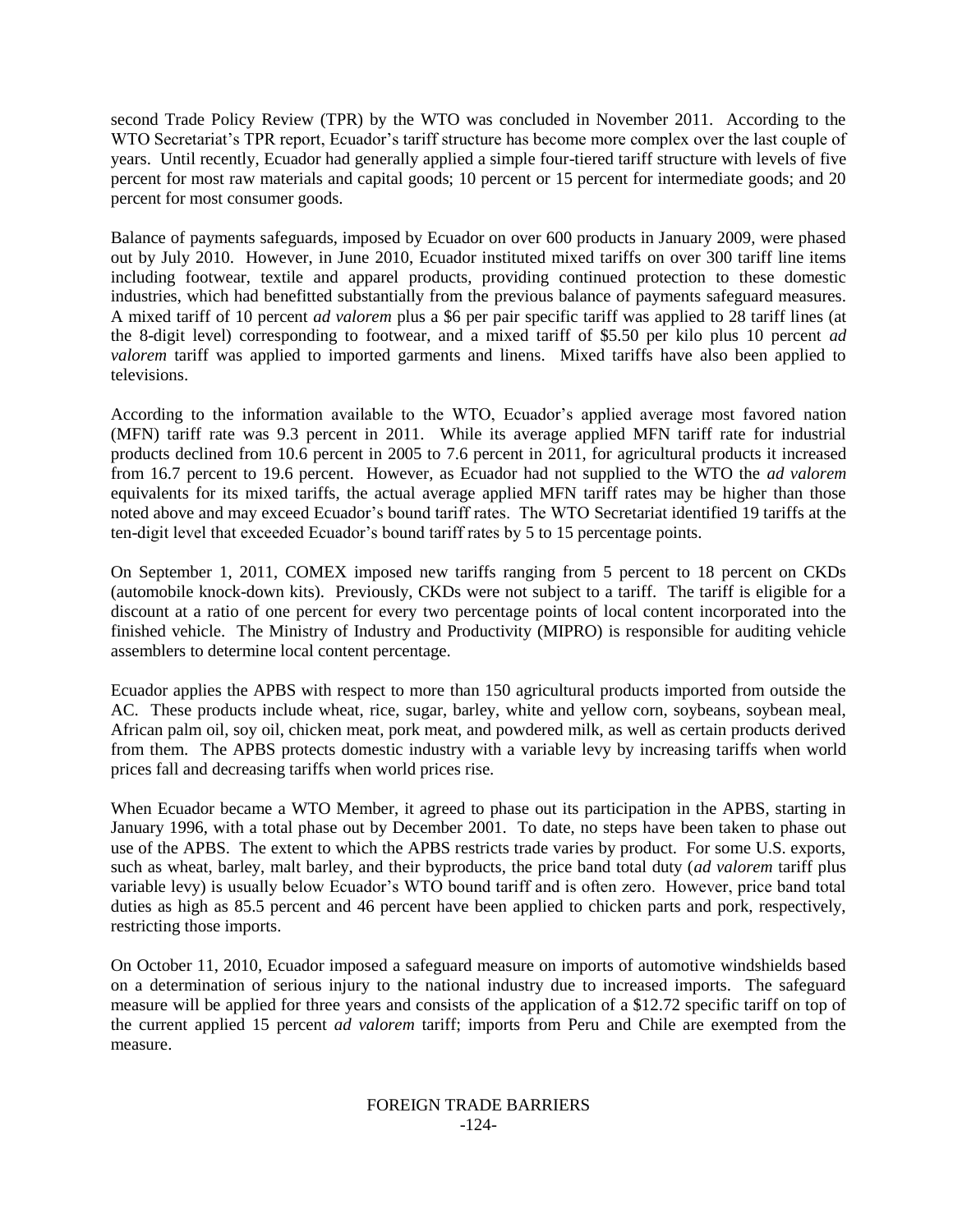second Trade Policy Review (TPR) by the WTO was concluded in November 2011. According to the WTO Secretariat's TPR report, Ecuador's tariff structure has become more complex over the last couple of years. Until recently, Ecuador had generally applied a simple four-tiered tariff structure with levels of five percent for most raw materials and capital goods; 10 percent or 15 percent for intermediate goods; and 20 percent for most consumer goods.

Balance of payments safeguards, imposed by Ecuador on over 600 products in January 2009, were phased out by July 2010. However, in June 2010, Ecuador instituted mixed tariffs on over 300 tariff line items including footwear, textile and apparel products, providing continued protection to these domestic industries, which had benefitted substantially from the previous balance of payments safeguard measures. A mixed tariff of 10 percent *ad valorem* plus a $6 per pair specific tariff was applied to 28 tariff lines (at the 8-digit level) corresponding to footwear, and a mixed tariff of $5.50 per kilo plus 10 percent *ad valorem* tariff was applied to imported garments and linens. Mixed tariffs have also been applied to televisions.

According to the information available to the WTO, Ecuador's applied average most favored nation (MFN) tariff rate was 9.3 percent in 2011. While its average applied MFN tariff rate for industrial products declined from 10.6 percent in 2005 to 7.6 percent in 2011, for agricultural products it increased from 16.7 percent to 19.6 percent. However, as Ecuador had not supplied to the WTO the *ad valorem* equivalents for its mixed tariffs, the actual average applied MFN tariff rates may be higher than those noted above and may exceed Ecuador's bound tariff rates. The WTO Secretariat identified 19 tariffs at the ten-digit level that exceeded Ecuador's bound tariff rates by 5 to 15 percentage points.

On September 1, 2011, COMEX imposed new tariffs ranging from 5 percent to 18 percent on CKDs (automobile knock-down kits). Previously, CKDs were not subject to a tariff. The tariff is eligible for a discount at a ratio of one percent for every two percentage points of local content incorporated into the finished vehicle. The Ministry of Industry and Productivity (MIPRO) is responsible for auditing vehicle assemblers to determine local content percentage.

Ecuador applies the APBS with respect to more than 150 agricultural products imported from outside the AC. These products include wheat, rice, sugar, barley, white and yellow corn, soybeans, soybean meal, African palm oil, soy oil, chicken meat, pork meat, and powdered milk, as well as certain products derived from them. The APBS protects domestic industry with a variable levy by increasing tariffs when world prices fall and decreasing tariffs when world prices rise.

When Ecuador became a WTO Member, it agreed to phase out its participation in the APBS, starting in January 1996, with a total phase out by December 2001. To date, no steps have been taken to phase out use of the APBS. The extent to which the APBS restricts trade varies by product. For some U.S. exports, such as wheat, barley, malt barley, and their byproducts, the price band total duty (*ad valorem* tariff plus variable levy) is usually below Ecuador's WTO bound tariff and is often zero. However, price band total duties as high as 85.5 percent and 46 percent have been applied to chicken parts and pork, respectively, restricting those imports.

On October 11, 2010, Ecuador imposed a safeguard measure on imports of automotive windshields based on a determination of serious injury to the national industry due to increased imports. The safeguard measure will be applied for three years and consists of the application of a $12.72 specific tariff on top of the current applied 15 percent *ad valorem* tariff; imports from Peru and Chile are exempted from the measure.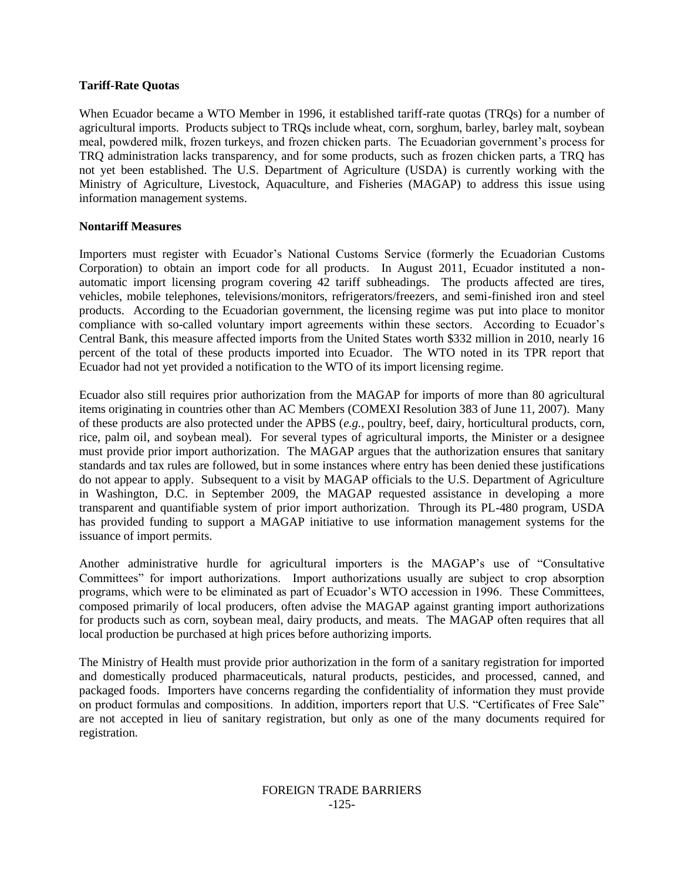**Tariff-Rate Quotas**

When Ecuador became a WTO Member in 1996, it established tariff-rate quotas (TRQs) for a number of agricultural imports. Products subject to TRQs include wheat, corn, sorghum, barley, barley malt, soybean meal, powdered milk, frozen turkeys, and frozen chicken parts. The Ecuadorian government's process for TRQ administration lacks transparency, and for some products, such as frozen chicken parts, a TRQ has not yet been established. The U.S. Department of Agriculture (USDA) is currently working with the Ministry of Agriculture, Livestock, Aquaculture, and Fisheries (MAGAP) to address this issue using information management systems.

**Nontariff Measures**

Importers must register with Ecuador's National Customs Service (formerly the Ecuadorian Customs Corporation) to obtain an import code for all products. In August 2011, Ecuador instituted a non-automatic import licensing program covering 42 tariff subheadings. The products affected are tires, vehicles, mobile telephones, televisions/monitors, refrigerators/freezers, and semi-finished iron and steel products. According to the Ecuadorian government, the licensing regime was put into place to monitor compliance with so-called voluntary import agreements within these sectors. According to Ecuador's Central Bank, this measure affected imports from the United States worth $332 million in 2010, nearly 16 percent of the total of these products imported into Ecuador. The WTO noted in its TPR report that Ecuador had not yet provided a notification to the WTO of its import licensing regime.

Ecuador also still requires prior authorization from the MAGAP for imports of more than 80 agricultural items originating in countries other than AC Members (COMEXI Resolution 383 of June 11, 2007). Many of these products are also protected under the APBS (*e.g.*, poultry, beef, dairy, horticultural products, corn, rice, palm oil, and soybean meal). For several types of agricultural imports, the Minister or a designee must provide prior import authorization. The MAGAP argues that the authorization ensures that sanitary standards and tax rules are followed, but in some instances where entry has been denied these justifications do not appear to apply. Subsequent to a visit by MAGAP officials to the U.S. Department of Agriculture in Washington, D.C. in September 2009, the MAGAP requested assistance in developing a more transparent and quantifiable system of prior import authorization. Through its PL-480 program, USDA has provided funding to support a MAGAP initiative to use information management systems for the issuance of import permits.

Another administrative hurdle for agricultural importers is the MAGAP's use of "Consultative Committees" for import authorizations. Import authorizations usually are subject to crop absorption programs, which were to be eliminated as part of Ecuador's WTO accession in 1996. These Committees, composed primarily of local producers, often advise the MAGAP against granting import authorizations for products such as corn, soybean meal, dairy products, and meats. The MAGAP often requires that all local production be purchased at high prices before authorizing imports.

The Ministry of Health must provide prior authorization in the form of a sanitary registration for imported and domestically produced pharmaceuticals, natural products, pesticides, and processed, canned, and packaged foods. Importers have concerns regarding the confidentiality of information they must provide on product formulas and compositions. In addition, importers report that U.S. "Certificates of Free Sale" are not accepted in lieu of sanitary registration, but only as one of the many documents required for registration.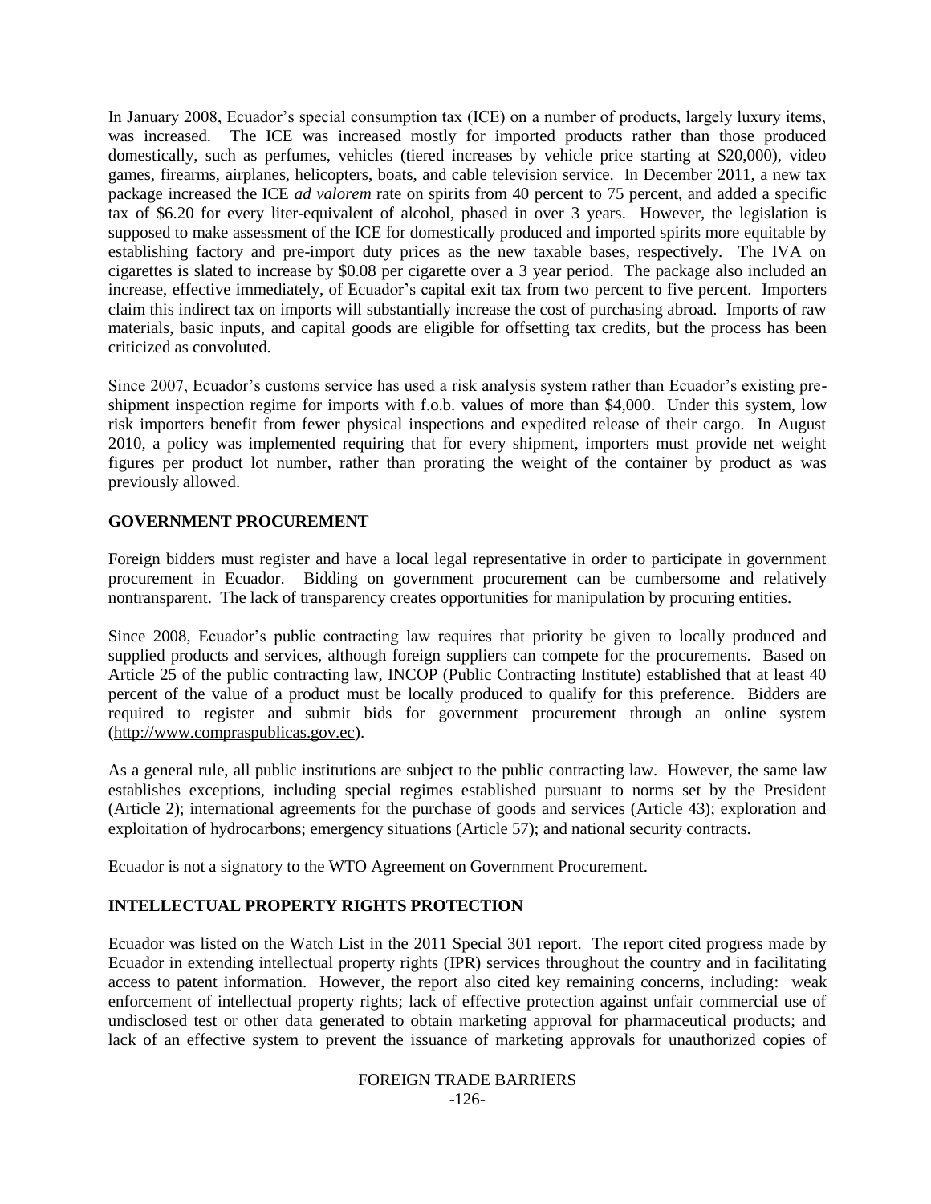In January 2008, Ecuador's special consumption tax (ICE) on a number of products, largely luxury items, was increased. The ICE was increased mostly for imported products rather than those produced domestically, such as perfumes, vehicles (tiered increases by vehicle price starting at $20,000), video games, firearms, airplanes, helicopters, boats, and cable television service. In December 2011, a new tax package increased the ICE *ad valorem* rate on spirits from 40 percent to 75 percent, and added a specific tax of $6.20 for every liter-equivalent of alcohol, phased in over 3 years. However, the legislation is supposed to make assessment of the ICE for domestically produced and imported spirits more equitable by establishing factory and pre-import duty prices as the new taxable bases, respectively. The IVA on cigarettes is slated to increase by $0.08 per cigarette over a 3 year period. The package also included an increase, effective immediately, of Ecuador's capital exit tax from two percent to five percent. Importers claim this indirect tax on imports will substantially increase the cost of purchasing abroad. Imports of raw materials, basic inputs, and capital goods are eligible for offsetting tax credits, but the process has been criticized as convoluted.

Since 2007, Ecuador's customs service has used a risk analysis system rather than Ecuador's existing pre-shipment inspection regime for imports with f.o.b. values of more than $4,000. Under this system, low risk importers benefit from fewer physical inspections and expedited release of their cargo. In August 2010, a policy was implemented requiring that for every shipment, importers must provide net weight figures per product lot number, rather than prorating the weight of the container by product as was previously allowed.

**GOVERNMENT PROCUREMENT**

Foreign bidders must register and have a local legal representative in order to participate in government procurement in Ecuador. Bidding on government procurement can be cumbersome and relatively nontransparent. The lack of transparency creates opportunities for manipulation by procuring entities.

Since 2008, Ecuador's public contracting law requires that priority be given to locally produced and supplied products and services, although foreign suppliers can compete for the procurements. Based on Article 25 of the public contracting law, INCOP (Public Contracting Institute) established that at least 40 percent of the value of a product must be locally produced to qualify for this preference. Bidders are required to register and submit bids for government procurement through an online system (http://www.compraspublicas.gov.ec).

As a general rule, all public institutions are subject to the public contracting law. However, the same law establishes exceptions, including special regimes established pursuant to norms set by the President (Article 2); international agreements for the purchase of goods and services (Article 43); exploration and exploitation of hydrocarbons; emergency situations (Article 57); and national security contracts.

Ecuador is not a signatory to the WTO Agreement on Government Procurement.

**INTELLECTUAL PROPERTY RIGHTS PROTECTION**

Ecuador was listed on the Watch List in the 2011 Special 301 report. The report cited progress made by Ecuador in extending intellectual property rights (IPR) services throughout the country and in facilitating access to patent information. However, the report also cited key remaining concerns, including: weak enforcement of intellectual property rights; lack of effective protection against unfair commercial use of undisclosed test or other data generated to obtain marketing approval for pharmaceutical products; and lack of an effective system to prevent the issuance of marketing approvals for unauthorized copies of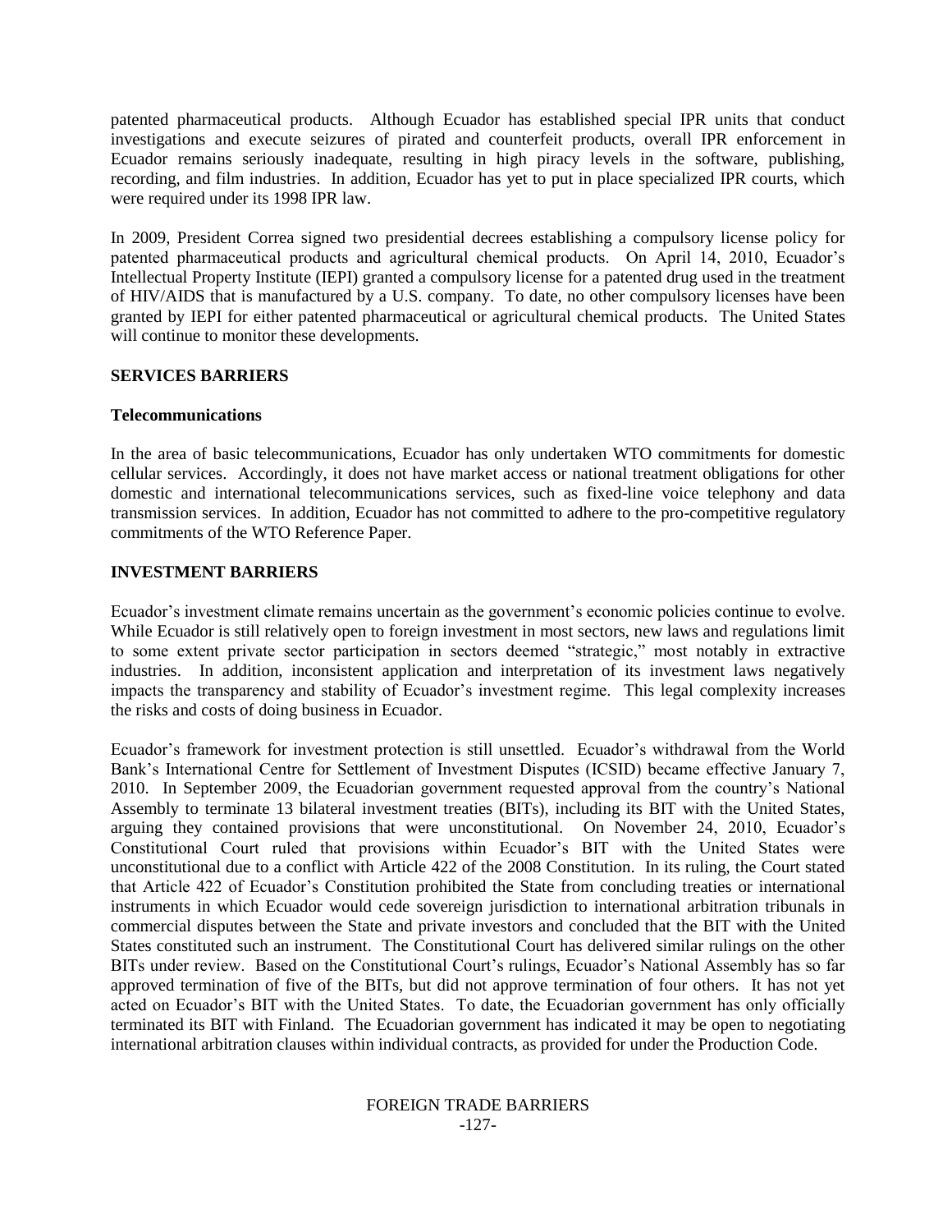patented pharmaceutical products. Although Ecuador has established special IPR units that conduct investigations and execute seizures of pirated and counterfeit products, overall IPR enforcement in Ecuador remains seriously inadequate, resulting in high piracy levels in the software, publishing, recording, and film industries. In addition, Ecuador has yet to put in place specialized IPR courts, which were required under its 1998 IPR law.

In 2009, President Correa signed two presidential decrees establishing a compulsory license policy for patented pharmaceutical products and agricultural chemical products. On April 14, 2010, Ecuador's Intellectual Property Institute (IEPI) granted a compulsory license for a patented drug used in the treatment of HIV/AIDS that is manufactured by a U.S. company. To date, no other compulsory licenses have been granted by IEPI for either patented pharmaceutical or agricultural chemical products. The United States will continue to monitor these developments.

## SERVICES BARRIERS

### Telecommunications

In the area of basic telecommunications, Ecuador has only undertaken WTO commitments for domestic cellular services. Accordingly, it does not have market access or national treatment obligations for other domestic and international telecommunications services, such as fixed-line voice telephony and data transmission services. In addition, Ecuador has not committed to adhere to the pro-competitive regulatory commitments of the WTO Reference Paper.

## INVESTMENT BARRIERS

Ecuador's investment climate remains uncertain as the government's economic policies continue to evolve. While Ecuador is still relatively open to foreign investment in most sectors, new laws and regulations limit to some extent private sector participation in sectors deemed "strategic," most notably in extractive industries. In addition, inconsistent application and interpretation of its investment laws negatively impacts the transparency and stability of Ecuador's investment regime. This legal complexity increases the risks and costs of doing business in Ecuador.

Ecuador's framework for investment protection is still unsettled. Ecuador's withdrawal from the World Bank's International Centre for Settlement of Investment Disputes (ICSID) became effective January 7, 2010. In September 2009, the Ecuadorian government requested approval from the country's National Assembly to terminate 13 bilateral investment treaties (BITs), including its BIT with the United States, arguing they contained provisions that were unconstitutional. On November 24, 2010, Ecuador's Constitutional Court ruled that provisions within Ecuador's BIT with the United States were unconstitutional due to a conflict with Article 422 of the 2008 Constitution. In its ruling, the Court stated that Article 422 of Ecuador's Constitution prohibited the State from concluding treaties or international instruments in which Ecuador would cede sovereign jurisdiction to international arbitration tribunals in commercial disputes between the State and private investors and concluded that the BIT with the United States constituted such an instrument. The Constitutional Court has delivered similar rulings on the other BITs under review. Based on the Constitutional Court's rulings, Ecuador's National Assembly has so far approved termination of five of the BITs, but did not approve termination of four others. It has not yet acted on Ecuador's BIT with the United States. To date, the Ecuadorian government has only officially terminated its BIT with Finland. The Ecuadorian government has indicated it may be open to negotiating international arbitration clauses within individual contracts, as provided for under the Production Code.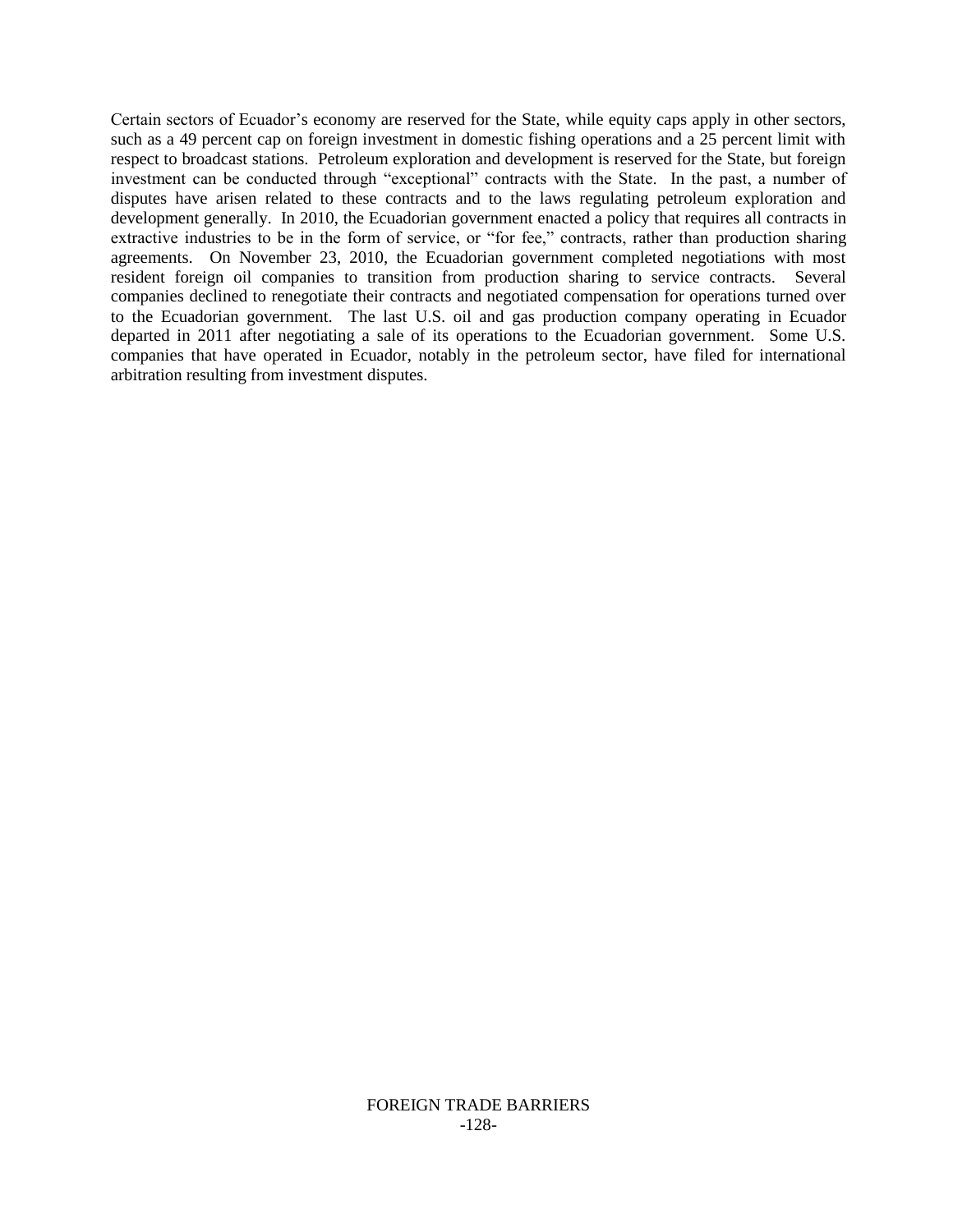Certain sectors of Ecuador's economy are reserved for the State, while equity caps apply in other sectors, such as a 49 percent cap on foreign investment in domestic fishing operations and a 25 percent limit with respect to broadcast stations. Petroleum exploration and development is reserved for the State, but foreign investment can be conducted through "exceptional" contracts with the State. In the past, a number of disputes have arisen related to these contracts and to the laws regulating petroleum exploration and development generally. In 2010, the Ecuadorian government enacted a policy that requires all contracts in extractive industries to be in the form of service, or "for fee," contracts, rather than production sharing agreements. On November 23, 2010, the Ecuadorian government completed negotiations with most resident foreign oil companies to transition from production sharing to service contracts. Several companies declined to renegotiate their contracts and negotiated compensation for operations turned over to the Ecuadorian government. The last U.S. oil and gas production company operating in Ecuador departed in 2011 after negotiating a sale of its operations to the Ecuadorian government. Some U.S. companies that have operated in Ecuador, notably in the petroleum sector, have filed for international arbitration resulting from investment disputes.